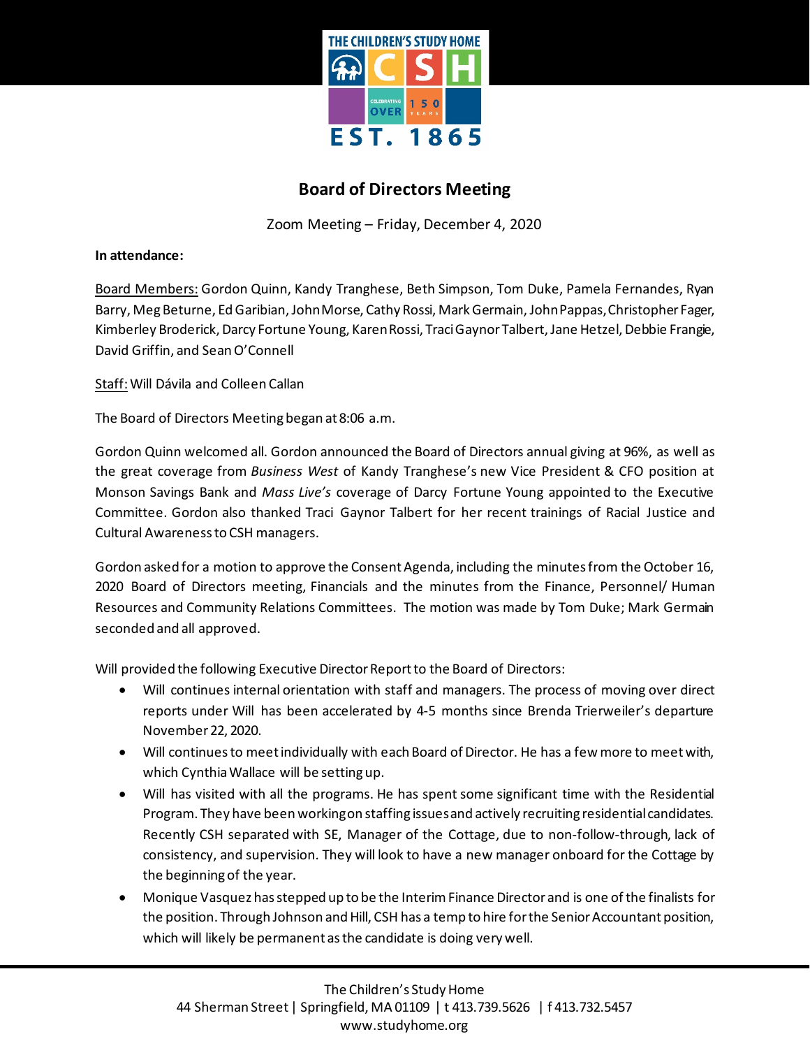# Board of Directors Meeting

Zoom Meeting – Friday, December 4, 2020

**In attendance:**

Board Members: Gordon Quinn, Kandy Tranghese, Beth Simpson, Tom Duke, Pamela Fernandes, Ryan Barry, Meg Beturne, Ed Garibian, John Morse, Cathy Rossi, Mark Germain, John Pappas, Christopher Fager, Kimberley Broderick, Darcy Fortune Young, Karen Rossi, Traci Gaynor Talbert, Jane Hetzel, Debbie Frangie, David Griffin, and Sean O'Connell

Staff: Will Dávila and Colleen Callan

The Board of Directors Meeting began at 8:06 a.m.

Gordon Quinn welcomed all. Gordon announced the Board of Directors annual giving at 96%, as well as the great coverage from *Business West* of Kandy Tranghese's new Vice President & CFO position at Monson Savings Bank and *Mass Live's* coverage of Darcy Fortune Young appointed to the Executive Committee. Gordon also thanked Traci Gaynor Talbert for her recent trainings of Racial Justice and Cultural Awareness to CSH managers.

Gordon asked for a motion to approve the Consent Agenda, including the minutes from the October 16, 2020 Board of Directors meeting, Financials and the minutes from the Finance, Personnel/ Human Resources and Community Relations Committees. The motion was made by Tom Duke; Mark Germain seconded and all approved.

Will provided the following Executive Director Report to the Board of Directors:

- Will continues internal orientation with staff and managers. The process of moving over direct reports under Will has been accelerated by 4-5 months since Brenda Trierweiler's departure November 22, 2020.
- Will continues to meet individually with each Board of Director. He has a few more to meet with, which Cynthia Wallace will be setting up.
- Will has visited with all the programs. He has spent some significant time with the Residential Program. They have been working on staffing issues and actively recruiting residential candidates. Recently CSH separated with SE, Manager of the Cottage, due to non-follow-through, lack of consistency, and supervision. They will look to have a new manager onboard for the Cottage by the beginning of the year.
- Monique Vasquez has stepped up to be the Interim Finance Director and is one of the finalists for the position. Through Johnson and Hill, CSH has a temp to hire for the Senior Accountant position, which will likely be permanent as the candidate is doing very well.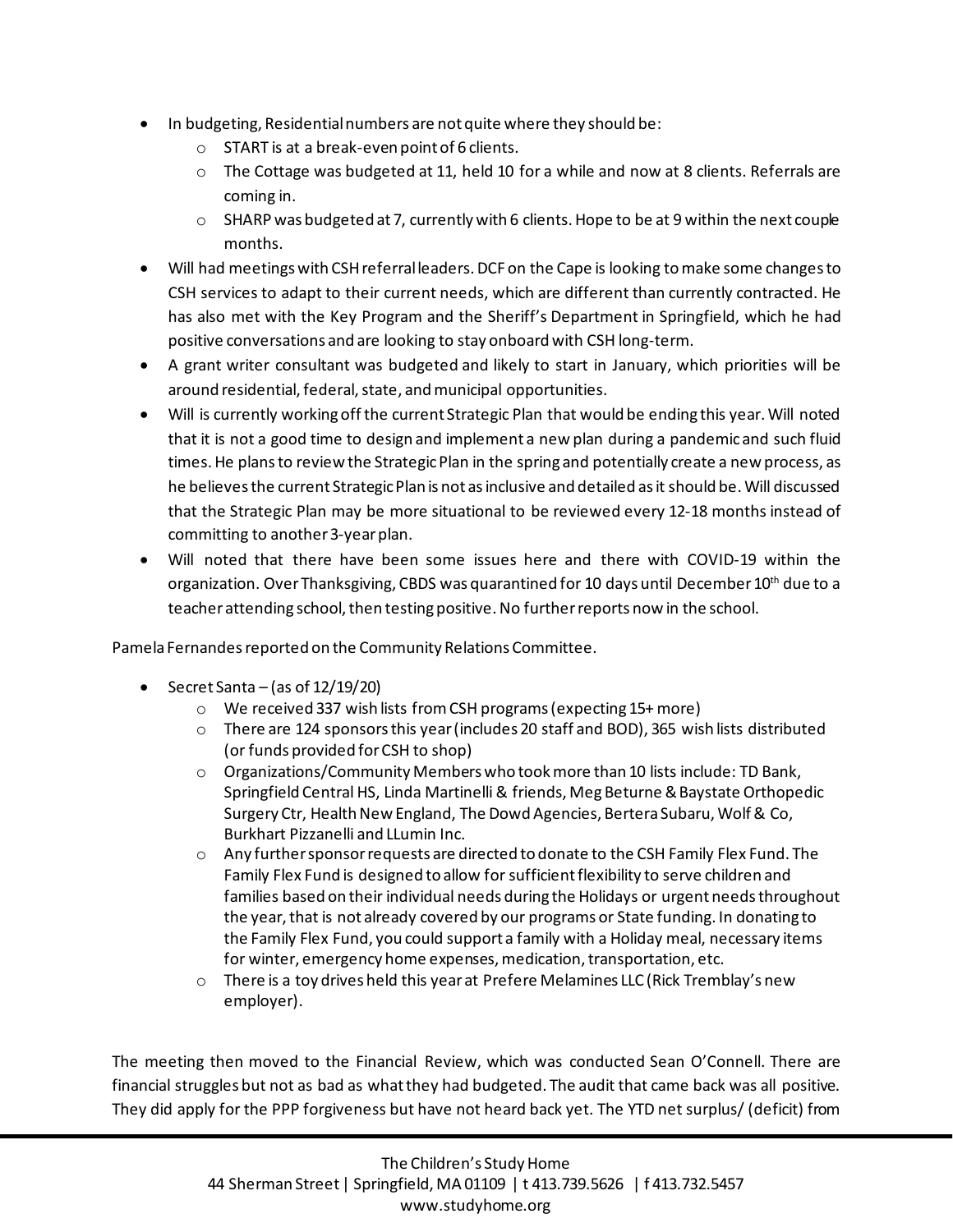- In budgeting, Residential numbers are not quite where they should be:
  - START is at a break-even point of 6 clients.
  - The Cottage was budgeted at 11, held 10 for a while and now at 8 clients. Referrals are coming in.
  - SHARP was budgeted at 7, currently with 6 clients. Hope to be at 9 within the next couple months.
- Will had meetings with CSH referral leaders. DCF on the Cape is looking to make some changes to CSH services to adapt to their current needs, which are different than currently contracted. He has also met with the Key Program and the Sheriff's Department in Springfield, which he had positive conversations and are looking to stay onboard with CSH long-term.
- A grant writer consultant was budgeted and likely to start in January, which priorities will be around residential, federal, state, and municipal opportunities.
- Will is currently working off the current Strategic Plan that would be ending this year. Will noted that it is not a good time to design and implement a new plan during a pandemic and such fluid times. He plans to review the Strategic Plan in the spring and potentially create a new process, as he believes the current Strategic Plan is not as inclusive and detailed as it should be. Will discussed that the Strategic Plan may be more situational to be reviewed every 12-18 months instead of committing to another 3-year plan.
- Will noted that there have been some issues here and there with COVID-19 within the organization. Over Thanksgiving, CBDS was quarantined for 10 days until December 10th due to a teacher attending school, then testing positive. No further reports now in the school.

Pamela Fernandes reported on the Community Relations Committee.

- Secret Santa – (as of 12/19/20)
  - We received 337 wish lists from CSH programs (expecting 15+ more)
  - There are 124 sponsors this year (includes 20 staff and BOD), 365 wish lists distributed (or funds provided for CSH to shop)
  - Organizations/Community Members who took more than 10 lists include: TD Bank, Springfield Central HS, Linda Martinelli & friends, Meg Beturne & Baystate Orthopedic Surgery Ctr, Health New England, The Dowd Agencies, Bertera Subaru, Wolf & Co, Burkhart Pizzanelli and LLumin Inc.
  - Any further sponsor requests are directed to donate to the CSH Family Flex Fund. The Family Flex Fund is designed to allow for sufficient flexibility to serve children and families based on their individual needs during the Holidays or urgent needs throughout the year, that is not already covered by our programs or State funding. In donating to the Family Flex Fund, you could support a family with a Holiday meal, necessary items for winter, emergency home expenses, medication, transportation, etc.
  - There is a toy drives held this year at Prefere Melamines LLC (Rick Tremblay's new employer).

The meeting then moved to the Financial Review, which was conducted Sean O'Connell. There are financial struggles but not as bad as what they had budgeted. The audit that came back was all positive. They did apply for the PPP forgiveness but have not heard back yet. The YTD net surplus/ (deficit) from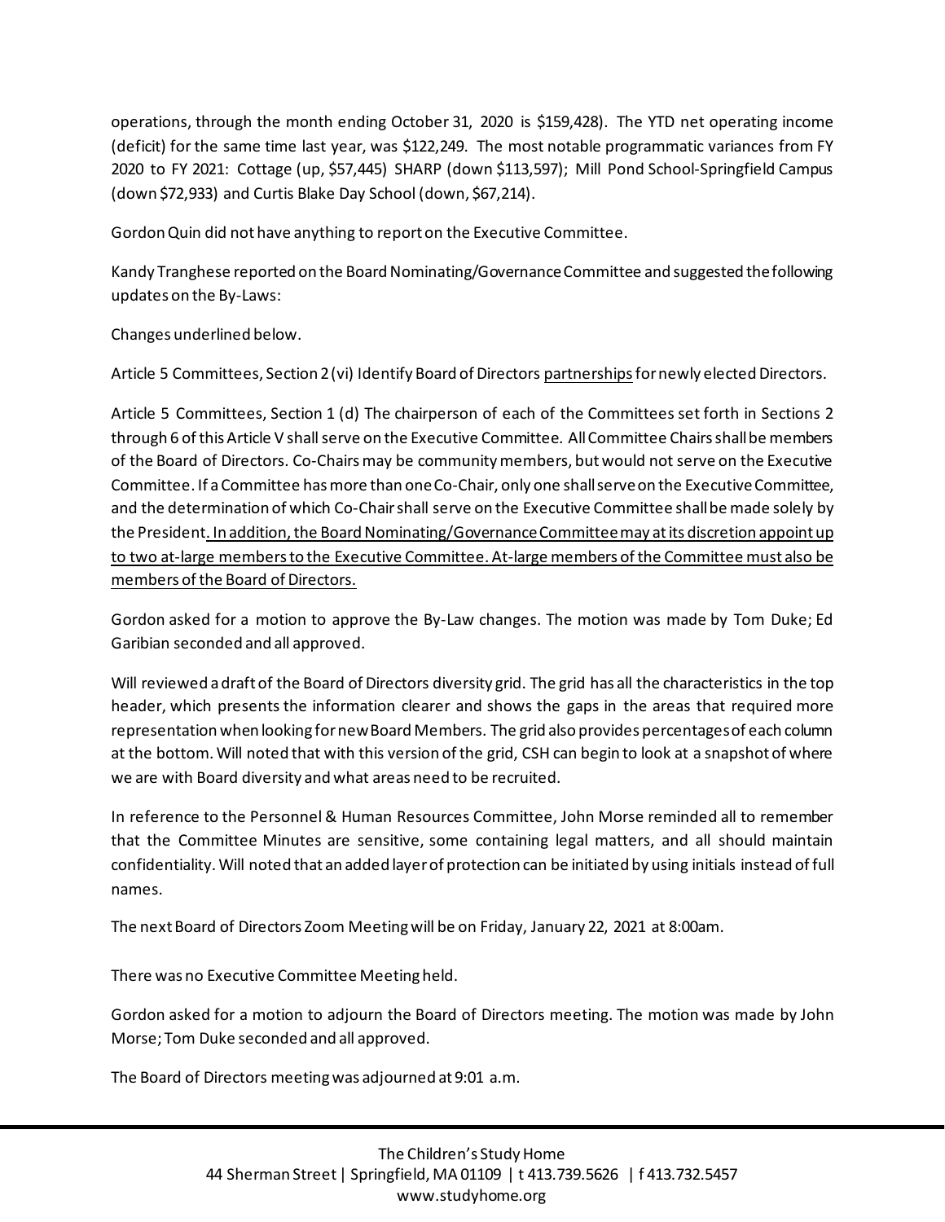operations, through the month ending October 31, 2020 is $159,428). The YTD net operating income (deficit) for the same time last year, was $122,249. The most notable programmatic variances from FY 2020 to FY 2021: Cottage (up, $57,445) SHARP (down $113,597); Mill Pond School-Springfield Campus (down $72,933) and Curtis Blake Day School (down, $67,214).

Gordon Quin did not have anything to report on the Executive Committee.

Kandy Tranghese reported on the Board Nominating/Governance Committee and suggested the following updates on the By-Laws:

Changes underlined below.

Article 5 Committees, Section 2 (vi) Identify Board of Directors <u>partnerships</u> for newly elected Directors.

Article 5 Committees, Section 1 (d) The chairperson of each of the Committees set forth in Sections 2 through 6 of this Article V shall serve on the Executive Committee. All Committee Chairs shall be members of the Board of Directors. Co-Chairs may be community members, but would not serve on the Executive Committee. If a Committee has more than one Co-Chair, only one shall serve on the Executive Committee, and the determination of which Co-Chair shall serve on the Executive Committee shall be made solely by the President<u>. In addition, the Board Nominating/Governance Committee may at its discretion appoint up to two at-large members to the Executive Committee. At-large members of the Committee must also be members of the Board of Directors.</u>

Gordon asked for a motion to approve the By-Law changes. The motion was made by Tom Duke; Ed Garibian seconded and all approved.

Will reviewed a draft of the Board of Directors diversity grid. The grid has all the characteristics in the top header, which presents the information clearer and shows the gaps in the areas that required more representation when looking for new Board Members. The grid also provides percentages of each column at the bottom. Will noted that with this version of the grid, CSH can begin to look at a snapshot of where we are with Board diversity and what areas need to be recruited.

In reference to the Personnel & Human Resources Committee, John Morse reminded all to remember that the Committee Minutes are sensitive, some containing legal matters, and all should maintain confidentiality. Will noted that an added layer of protection can be initiated by using initials instead of full names.

The next Board of Directors Zoom Meeting will be on Friday, January 22, 2021 at 8:00am.

There was no Executive Committee Meeting held.

Gordon asked for a motion to adjourn the Board of Directors meeting. The motion was made by John Morse; Tom Duke seconded and all approved.

The Board of Directors meeting was adjourned at 9:01 a.m.